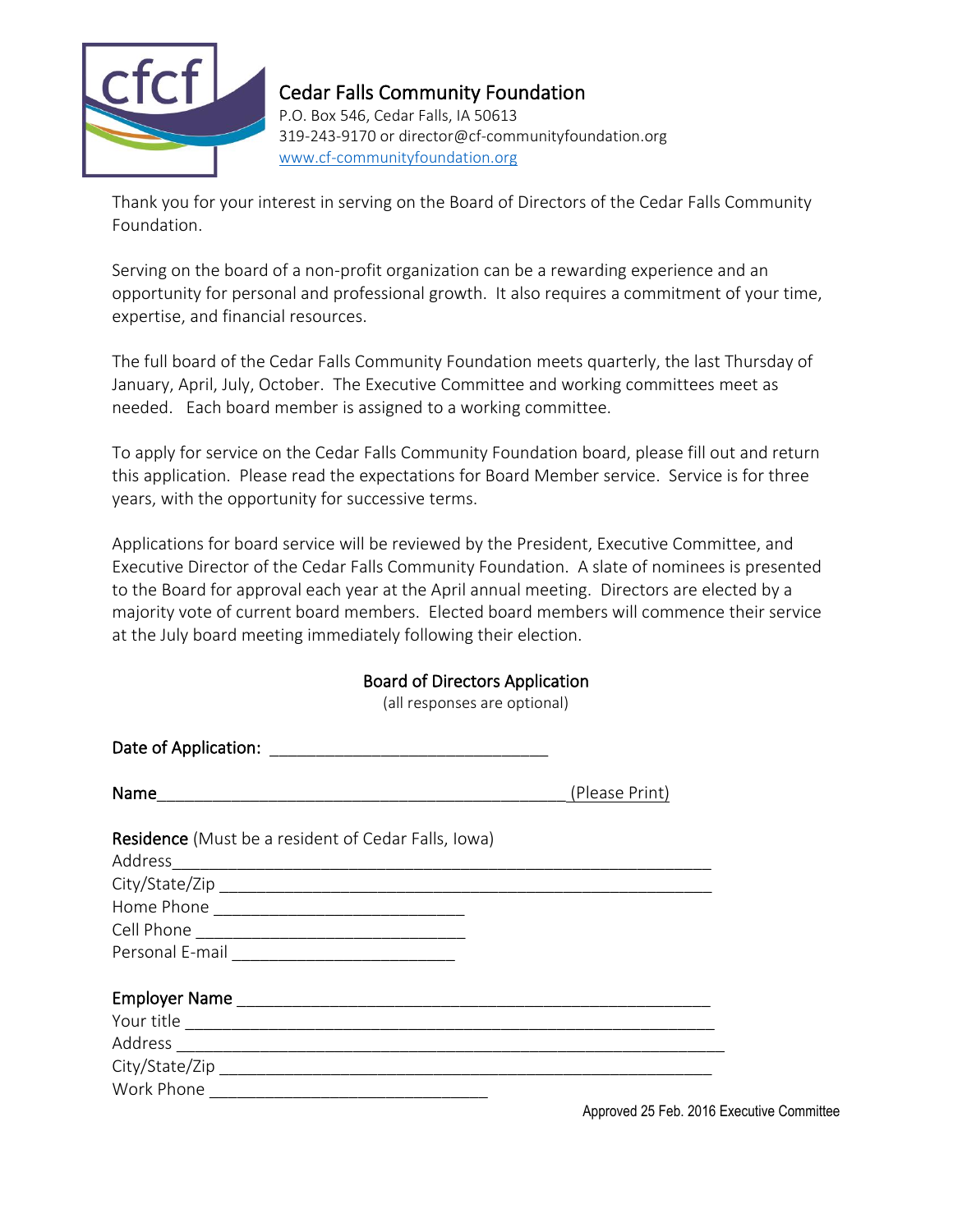**Cedar Falls Community Foundation**
P.O. Box 546, Cedar Falls, IA 50613
319-243-9170 or director@cf-communityfoundation.org
www.cf-communityfoundation.org

Thank you for your interest in serving on the Board of Directors of the Cedar Falls Community Foundation.

Serving on the board of a non-profit organization can be a rewarding experience and an opportunity for personal and professional growth. It also requires a commitment of your time, expertise, and financial resources.

The full board of the Cedar Falls Community Foundation meets quarterly, the last Thursday of January, April, July, October. The Executive Committee and working committees meet as needed. Each board member is assigned to a working committee.

To apply for service on the Cedar Falls Community Foundation board, please fill out and return this application. Please read the expectations for Board Member service. Service is for three years, with the opportunity for successive terms.

Applications for board service will be reviewed by the President, Executive Committee, and Executive Director of the Cedar Falls Community Foundation. A slate of nominees is presented to the Board for approval each year at the April annual meeting. Directors are elected by a majority vote of current board members. Elected board members will commence their service at the July board meeting immediately following their election.

## Board of Directors Application

(all responses are optional)

Date of Application: ______________________________

Name_____________________________________________(Please Print)

**Residence** (Must be a resident of Cedar Falls, Iowa)

Address____________________________________________________________
City/State/Zip ______________________________________________________
Home Phone ___________________________
Cell Phone _____________________________
Personal E-mail ________________________

**Employer Name** __________________________________________________
Your title ________________________________________________________
Address __________________________________________________________
City/State/Zip ____________________________________________________
Work Phone ______________________________

Approved 25 Feb. 2016 Executive Committee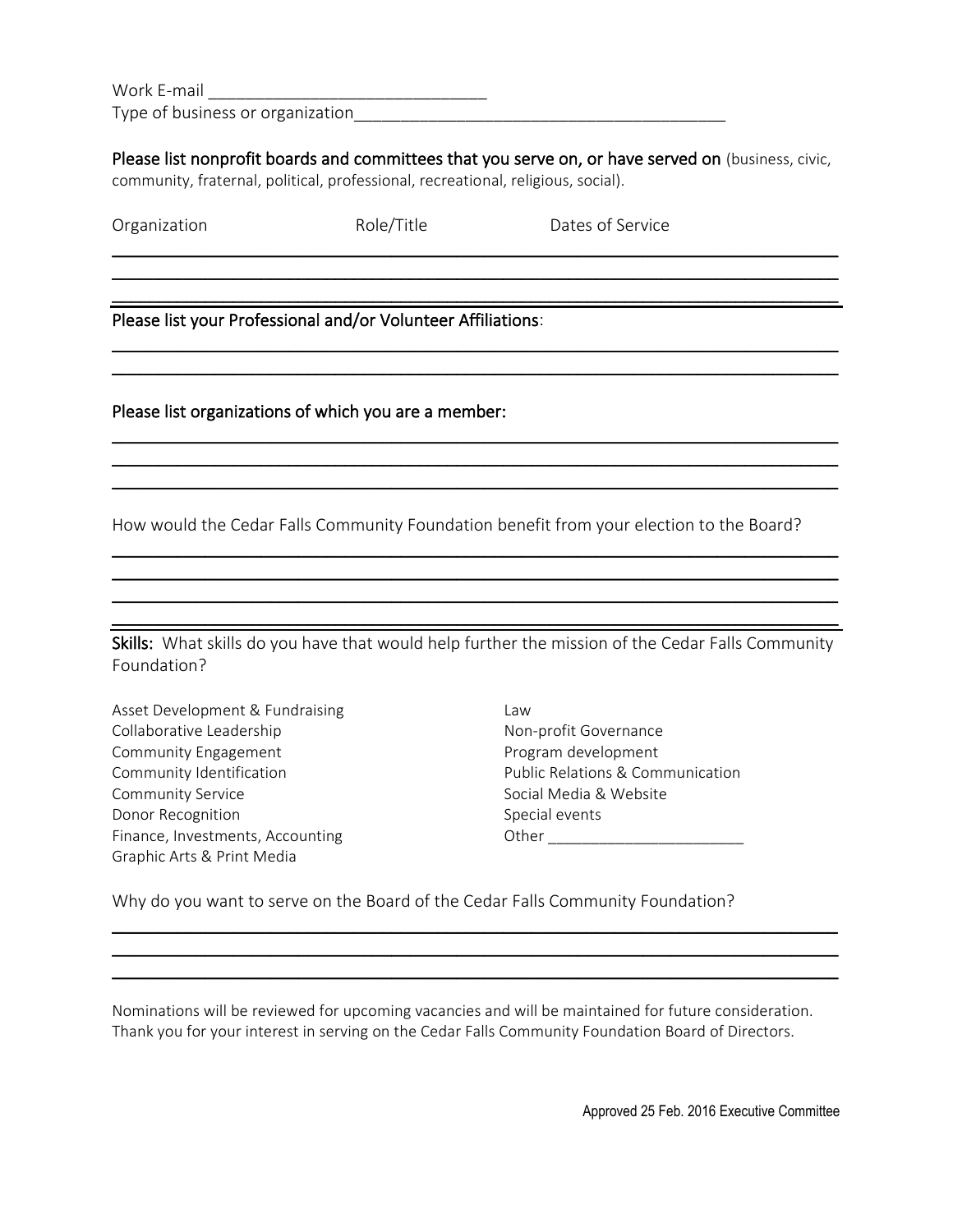Work E-mail ______________________________

Type of business or organization________________________________________

**Please list nonprofit boards and committees that you serve on, or have served on** (business, civic, community, fraternal, political, professional, recreational, religious, social).

Organization Role/Title Dates of Service

______________________________________________________________________________

______________________________________________________________________________

______________________________________________________________________________

**Please list your Professional and/or Volunteer Affiliations**:

______________________________________________________________________________

______________________________________________________________________________

**Please list organizations of which you are a member:**

______________________________________________________________________________

______________________________________________________________________________

______________________________________________________________________________

How would the Cedar Falls Community Foundation benefit from your election to the Board?

______________________________________________________________________________

______________________________________________________________________________

______________________________________________________________________________

______________________________________________________________________________

**Skills:** What skills do you have that would help further the mission of the Cedar Falls Community Foundation?

Asset Development & Fundraising
Collaborative Leadership
Community Engagement
Community Identification
Community Service
Donor Recognition
Finance, Investments, Accounting
Graphic Arts & Print Media
Law
Non-profit Governance
Program development
Public Relations & Communication
Social Media & Website
Special events
Other _______________________

Why do you want to serve on the Board of the Cedar Falls Community Foundation?

______________________________________________________________________________

______________________________________________________________________________

______________________________________________________________________________

Nominations will be reviewed for upcoming vacancies and will be maintained for future consideration. Thank you for your interest in serving on the Cedar Falls Community Foundation Board of Directors.

Approved 25 Feb. 2016 Executive Committee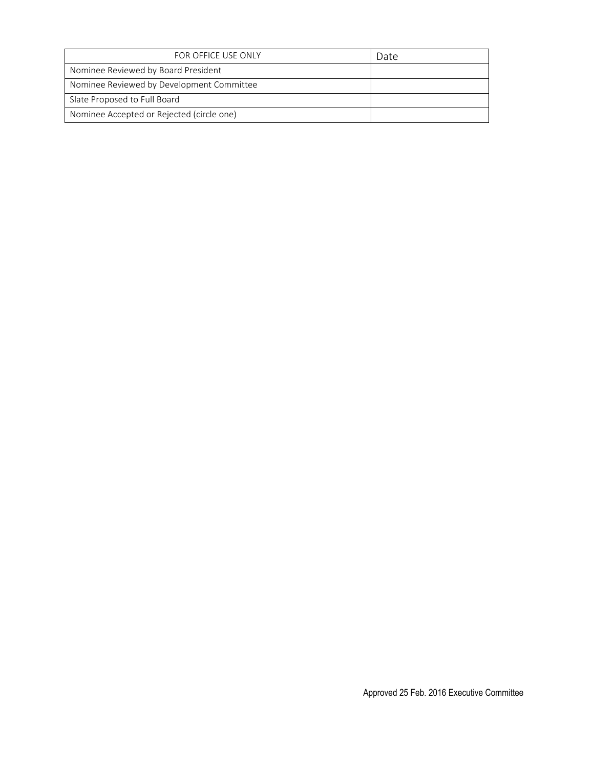| FOR OFFICE USE ONLY | Date |
| --- | --- |
| Nominee Reviewed by Board President | |
| Nominee Reviewed by Development Committee | |
| Slate Proposed to Full Board | |
| Nominee Accepted or Rejected (circle one) | |

Approved 25 Feb. 2016 Executive Committee